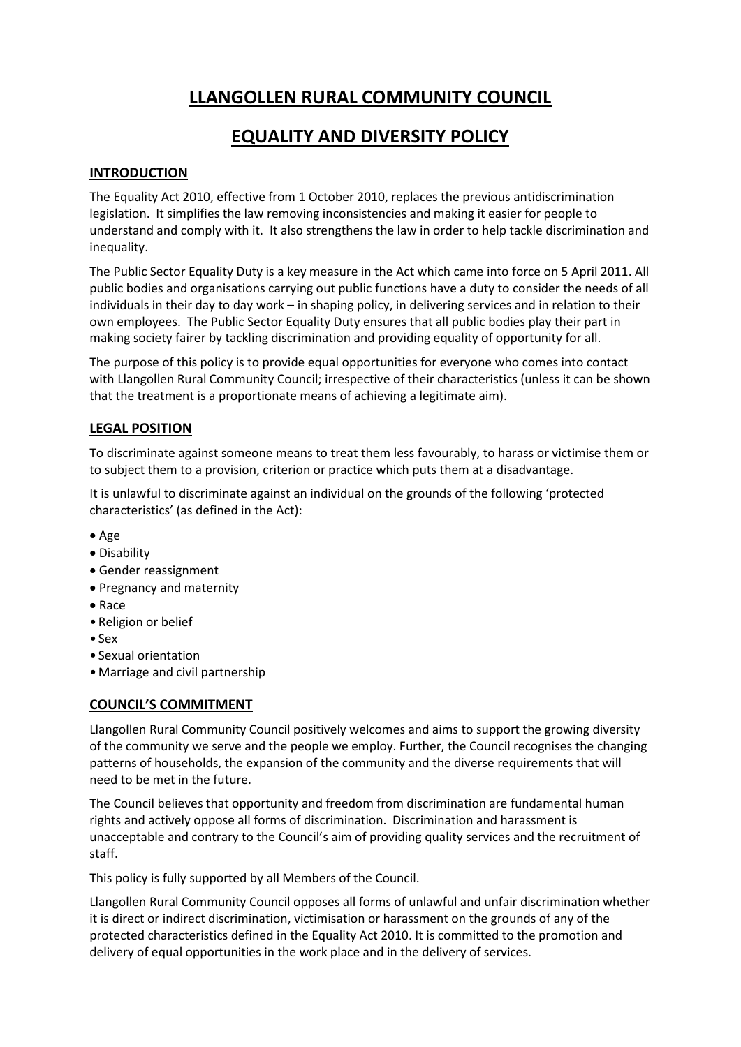# LLANGOLLEN RURAL COMMUNITY COUNCIL

# EQUALITY AND DIVERSITY POLICY

## INTRODUCTION

The Equality Act 2010, effective from 1 October 2010, replaces the previous antidiscrimination legislation. It simplifies the law removing inconsistencies and making it easier for people to understand and comply with it. It also strengthens the law in order to help tackle discrimination and inequality.

The Public Sector Equality Duty is a key measure in the Act which came into force on 5 April 2011. All public bodies and organisations carrying out public functions have a duty to consider the needs of all individuals in their day to day work – in shaping policy, in delivering services and in relation to their own employees. The Public Sector Equality Duty ensures that all public bodies play their part in making society fairer by tackling discrimination and providing equality of opportunity for all.

The purpose of this policy is to provide equal opportunities for everyone who comes into contact with Llangollen Rural Community Council; irrespective of their characteristics (unless it can be shown that the treatment is a proportionate means of achieving a legitimate aim).

## LEGAL POSITION

To discriminate against someone means to treat them less favourably, to harass or victimise them or to subject them to a provision, criterion or practice which puts them at a disadvantage.

It is unlawful to discriminate against an individual on the grounds of the following 'protected characteristics' (as defined in the Act):

- Age
- Disability
- Gender reassignment
- Pregnancy and maternity
- Race
- Religion or belief
- Sex
- Sexual orientation
- Marriage and civil partnership

## COUNCIL'S COMMITMENT

Llangollen Rural Community Council positively welcomes and aims to support the growing diversity of the community we serve and the people we employ. Further, the Council recognises the changing patterns of households, the expansion of the community and the diverse requirements that will need to be met in the future.

The Council believes that opportunity and freedom from discrimination are fundamental human rights and actively oppose all forms of discrimination. Discrimination and harassment is unacceptable and contrary to the Council's aim of providing quality services and the recruitment of staff.

This policy is fully supported by all Members of the Council.

Llangollen Rural Community Council opposes all forms of unlawful and unfair discrimination whether it is direct or indirect discrimination, victimisation or harassment on the grounds of any of the protected characteristics defined in the Equality Act 2010. It is committed to the promotion and delivery of equal opportunities in the work place and in the delivery of services.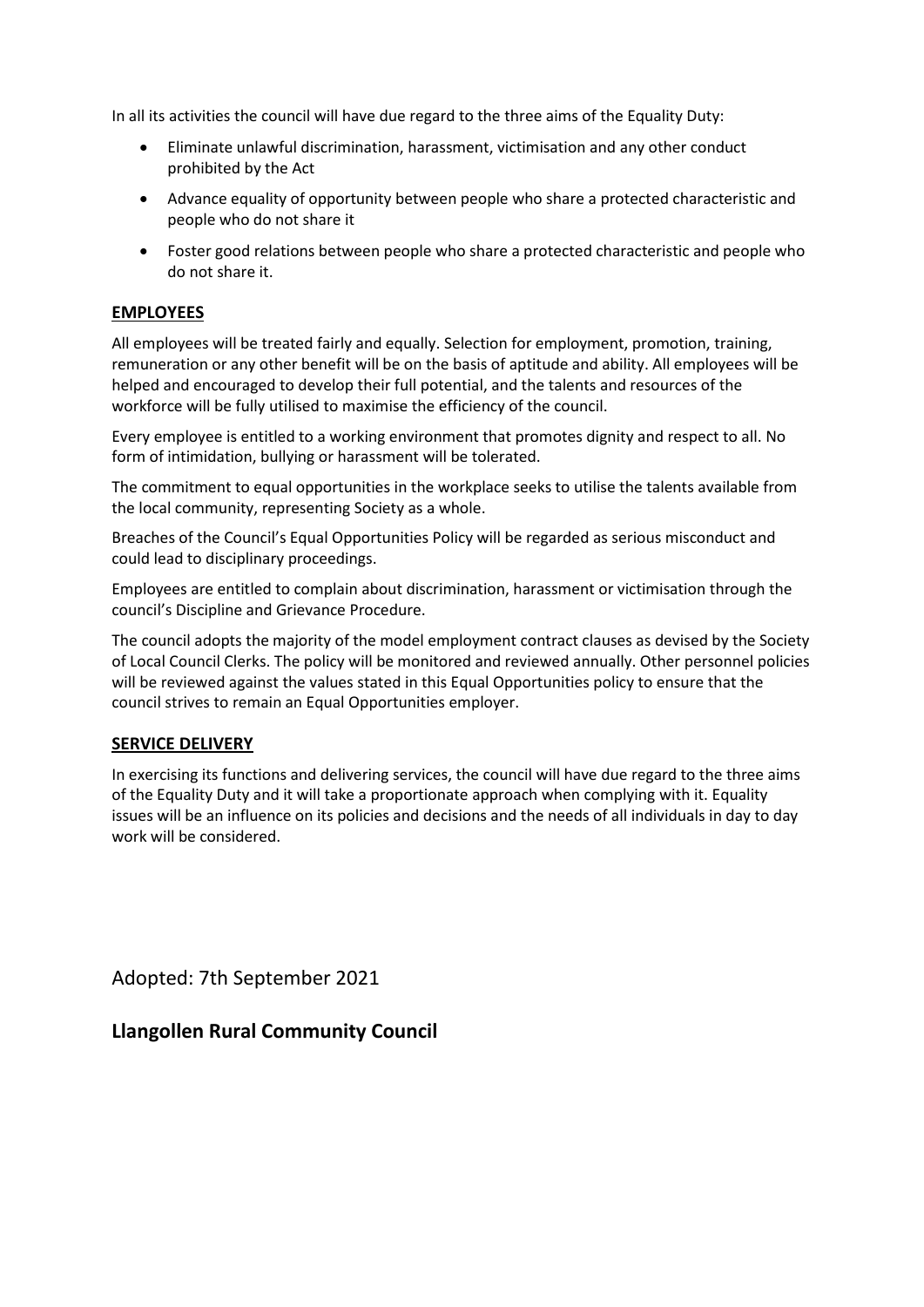In all its activities the council will have due regard to the three aims of the Equality Duty:

- Eliminate unlawful discrimination, harassment, victimisation and any other conduct prohibited by the Act
- Advance equality of opportunity between people who share a protected characteristic and people who do not share it
- Foster good relations between people who share a protected characteristic and people who do not share it.

## **EMPLOYEES**

All employees will be treated fairly and equally. Selection for employment, promotion, training, remuneration or any other benefit will be on the basis of aptitude and ability. All employees will be helped and encouraged to develop their full potential, and the talents and resources of the workforce will be fully utilised to maximise the efficiency of the council.

Every employee is entitled to a working environment that promotes dignity and respect to all. No form of intimidation, bullying or harassment will be tolerated.

The commitment to equal opportunities in the workplace seeks to utilise the talents available from the local community, representing Society as a whole.

Breaches of the Council's Equal Opportunities Policy will be regarded as serious misconduct and could lead to disciplinary proceedings.

Employees are entitled to complain about discrimination, harassment or victimisation through the council's Discipline and Grievance Procedure.

The council adopts the majority of the model employment contract clauses as devised by the Society of Local Council Clerks. The policy will be monitored and reviewed annually. Other personnel policies will be reviewed against the values stated in this Equal Opportunities policy to ensure that the council strives to remain an Equal Opportunities employer.

## **SERVICE DELIVERY**

In exercising its functions and delivering services, the council will have due regard to the three aims of the Equality Duty and it will take a proportionate approach when complying with it. Equality issues will be an influence on its policies and decisions and the needs of all individuals in day to day work will be considered.

Adopted: 7th September 2021

**Llangollen Rural Community Council**